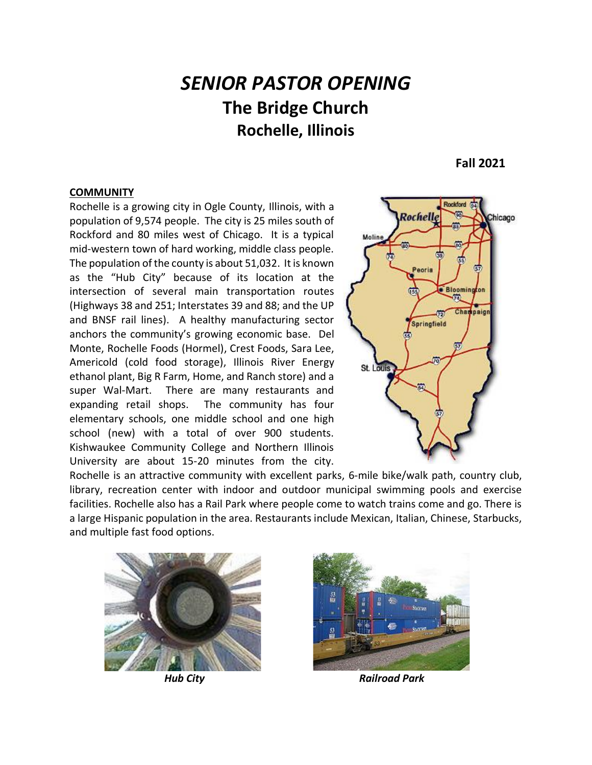# *SENIOR PASTOR OPENING*

## The Bridge Church

## Rochelle, Illinois

**Fall 2021**

**COMMUNITY**

Rochelle is a growing city in Ogle County, Illinois, with a population of 9,574 people. The city is 25 miles south of Rockford and 80 miles west of Chicago. It is a typical mid-western town of hard working, middle class people. The population of the county is about 51,032. It is known as the "Hub City" because of its location at the intersection of several main transportation routes (Highways 38 and 251; Interstates 39 and 88; and the UP and BNSF rail lines). A healthy manufacturing sector anchors the community's growing economic base. Del Monte, Rochelle Foods (Hormel), Crest Foods, Sara Lee, Americold (cold food storage), Illinois River Energy ethanol plant, Big R Farm, Home, and Ranch store) and a super Wal-Mart. There are many restaurants and expanding retail shops. The community has four elementary schools, one middle school and one high school (new) with a total of over 900 students. Kishwaukee Community College and Northern Illinois University are about 15-20 minutes from the city. Rochelle is an attractive community with excellent parks, 6-mile bike/walk path, country club, library, recreation center with indoor and outdoor municipal swimming pools and exercise facilities. Rochelle also has a Rail Park where people come to watch trains come and go. There is a large Hispanic population in the area. Restaurants include Mexican, Italian, Chinese, Starbucks, and multiple fast food options.

*Hub City*

*Railroad Park*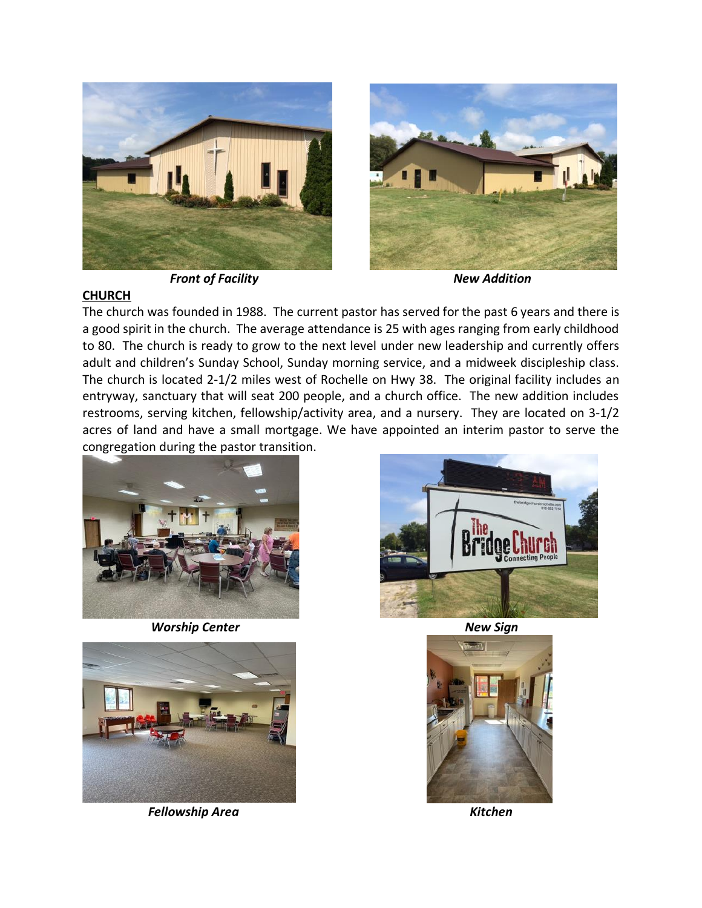*Front of Facility*

*New Addition*

**CHURCH**

The church was founded in 1988. The current pastor has served for the past 6 years and there is a good spirit in the church. The average attendance is 25 with ages ranging from early childhood to 80. The church is ready to grow to the next level under new leadership and currently offers adult and children's Sunday School, Sunday morning service, and a midweek discipleship class. The church is located 2-1/2 miles west of Rochelle on Hwy 38. The original facility includes an entryway, sanctuary that will seat 200 people, and a church office. The new addition includes restrooms, serving kitchen, fellowship/activity area, and a nursery. They are located on 3-1/2 acres of land and have a small mortgage. We have appointed an interim pastor to serve the congregation during the pastor transition.

*Worship Center*

*New Sign*

*Fellowship Area*

*Kitchen*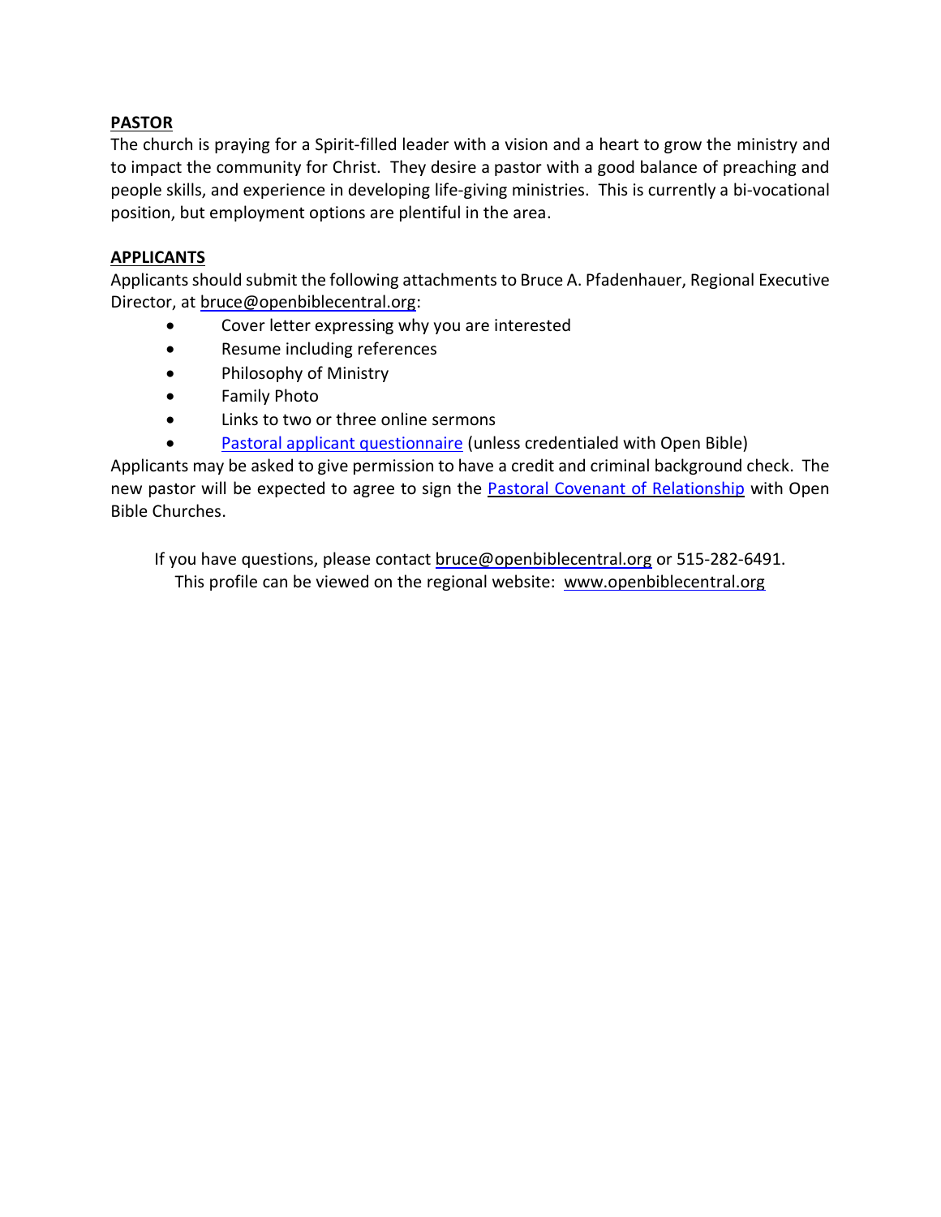**PASTOR**

The church is praying for a Spirit-filled leader with a vision and a heart to grow the ministry and to impact the community for Christ. They desire a pastor with a good balance of preaching and people skills, and experience in developing life-giving ministries. This is currently a bi-vocational position, but employment options are plentiful in the area.

**APPLICANTS**

Applicants should submit the following attachments to Bruce A. Pfadenhauer, Regional Executive Director, at bruce@openbiblecentral.org:

- Cover letter expressing why you are interested
- Resume including references
- Philosophy of Ministry
- Family Photo
- Links to two or three online sermons
- Pastoral applicant questionnaire (unless credentialed with Open Bible)

Applicants may be asked to give permission to have a credit and criminal background check. The new pastor will be expected to agree to sign the Pastoral Covenant of Relationship with Open Bible Churches.

If you have questions, please contact bruce@openbiblecentral.org or 515-282-6491.
This profile can be viewed on the regional website: www.openbiblecentral.org